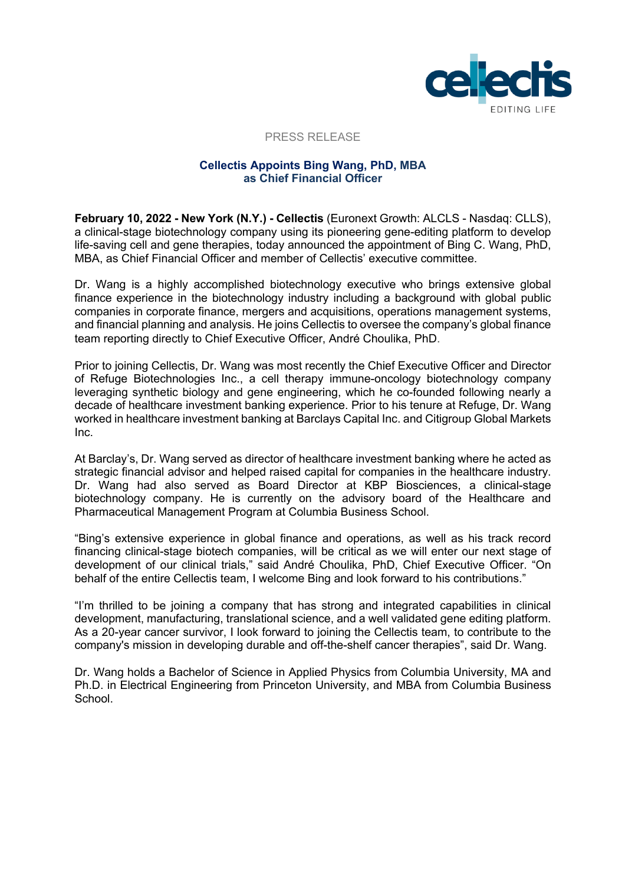PRESS RELEASE

# Cellectis Appoints Bing Wang, PhD, MBA as Chief Financial Officer

**February 10, 2022 - New York (N.Y.) - Cellectis** (Euronext Growth: ALCLS - Nasdaq: CLLS), a clinical-stage biotechnology company using its pioneering gene-editing platform to develop life-saving cell and gene therapies, today announced the appointment of Bing C. Wang, PhD, MBA, as Chief Financial Officer and member of Cellectis' executive committee.

Dr. Wang is a highly accomplished biotechnology executive who brings extensive global finance experience in the biotechnology industry including a background with global public companies in corporate finance, mergers and acquisitions, operations management systems, and financial planning and analysis. He joins Cellectis to oversee the company's global finance team reporting directly to Chief Executive Officer, André Choulika, PhD.

Prior to joining Cellectis, Dr. Wang was most recently the Chief Executive Officer and Director of Refuge Biotechnologies Inc., a cell therapy immune-oncology biotechnology company leveraging synthetic biology and gene engineering, which he co-founded following nearly a decade of healthcare investment banking experience. Prior to his tenure at Refuge, Dr. Wang worked in healthcare investment banking at Barclays Capital Inc. and Citigroup Global Markets Inc.

At Barclay's, Dr. Wang served as director of healthcare investment banking where he acted as strategic financial advisor and helped raised capital for companies in the healthcare industry. Dr. Wang had also served as Board Director at KBP Biosciences, a clinical-stage biotechnology company. He is currently on the advisory board of the Healthcare and Pharmaceutical Management Program at Columbia Business School.

"Bing's extensive experience in global finance and operations, as well as his track record financing clinical-stage biotech companies, will be critical as we will enter our next stage of development of our clinical trials," said André Choulika, PhD, Chief Executive Officer. "On behalf of the entire Cellectis team, I welcome Bing and look forward to his contributions."

"I'm thrilled to be joining a company that has strong and integrated capabilities in clinical development, manufacturing, translational science, and a well validated gene editing platform. As a 20-year cancer survivor, I look forward to joining the Cellectis team, to contribute to the company's mission in developing durable and off-the-shelf cancer therapies", said Dr. Wang.

Dr. Wang holds a Bachelor of Science in Applied Physics from Columbia University, MA and Ph.D. in Electrical Engineering from Princeton University, and MBA from Columbia Business School.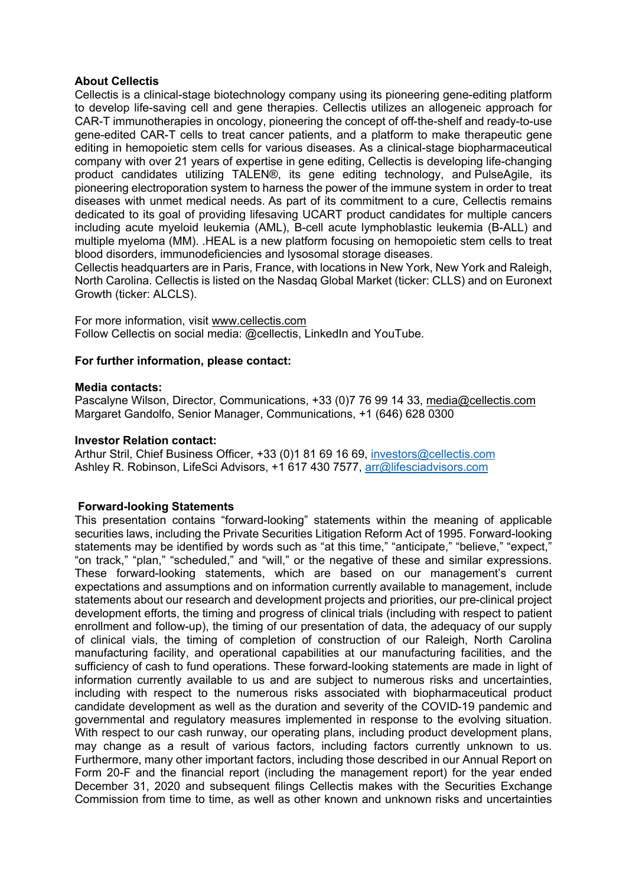**About Cellectis**

Cellectis is a clinical-stage biotechnology company using its pioneering gene-editing platform to develop life-saving cell and gene therapies. Cellectis utilizes an allogeneic approach for CAR-T immunotherapies in oncology, pioneering the concept of off-the-shelf and ready-to-use gene-edited CAR-T cells to treat cancer patients, and a platform to make therapeutic gene editing in hemopoietic stem cells for various diseases. As a clinical-stage biopharmaceutical company with over 21 years of expertise in gene editing, Cellectis is developing life-changing product candidates utilizing TALEN®, its gene editing technology, and PulseAgile, its pioneering electroporation system to harness the power of the immune system in order to treat diseases with unmet medical needs. As part of its commitment to a cure, Cellectis remains dedicated to its goal of providing lifesaving UCART product candidates for multiple cancers including acute myeloid leukemia (AML), B-cell acute lymphoblastic leukemia (B-ALL) and multiple myeloma (MM). .HEAL is a new platform focusing on hemopoietic stem cells to treat blood disorders, immunodeficiencies and lysosomal storage diseases.

Cellectis headquarters are in Paris, France, with locations in New York, New York and Raleigh, North Carolina. Cellectis is listed on the Nasdaq Global Market (ticker: CLLS) and on Euronext Growth (ticker: ALCLS).

For more information, visit www.cellectis.com

Follow Cellectis on social media: @cellectis, LinkedIn and YouTube.

**For further information, please contact:**

**Media contacts:**

Pascalyne Wilson, Director, Communications, +33 (0)7 76 99 14 33, media@cellectis.com

Margaret Gandolfo, Senior Manager, Communications, +1 (646) 628 0300

**Investor Relation contact:**

Arthur Stril, Chief Business Officer, +33 (0)1 81 69 16 69, investors@cellectis.com

Ashley R. Robinson, LifeSci Advisors, +1 617 430 7577, arr@lifesciadvisors.com

**Forward-looking Statements**

This presentation contains "forward-looking" statements within the meaning of applicable securities laws, including the Private Securities Litigation Reform Act of 1995. Forward-looking statements may be identified by words such as "at this time," "anticipate," "believe," "expect," "on track," "plan," "scheduled," and "will," or the negative of these and similar expressions. These forward-looking statements, which are based on our management's current expectations and assumptions and on information currently available to management, include statements about our research and development projects and priorities, our pre-clinical project development efforts, the timing and progress of clinical trials (including with respect to patient enrollment and follow-up), the timing of our presentation of data, the adequacy of our supply of clinical vials, the timing of completion of construction of our Raleigh, North Carolina manufacturing facility, and operational capabilities at our manufacturing facilities, and the sufficiency of cash to fund operations. These forward-looking statements are made in light of information currently available to us and are subject to numerous risks and uncertainties, including with respect to the numerous risks associated with biopharmaceutical product candidate development as well as the duration and severity of the COVID-19 pandemic and governmental and regulatory measures implemented in response to the evolving situation. With respect to our cash runway, our operating plans, including product development plans, may change as a result of various factors, including factors currently unknown to us. Furthermore, many other important factors, including those described in our Annual Report on Form 20-F and the financial report (including the management report) for the year ended December 31, 2020 and subsequent filings Cellectis makes with the Securities Exchange Commission from time to time, as well as other known and unknown risks and uncertainties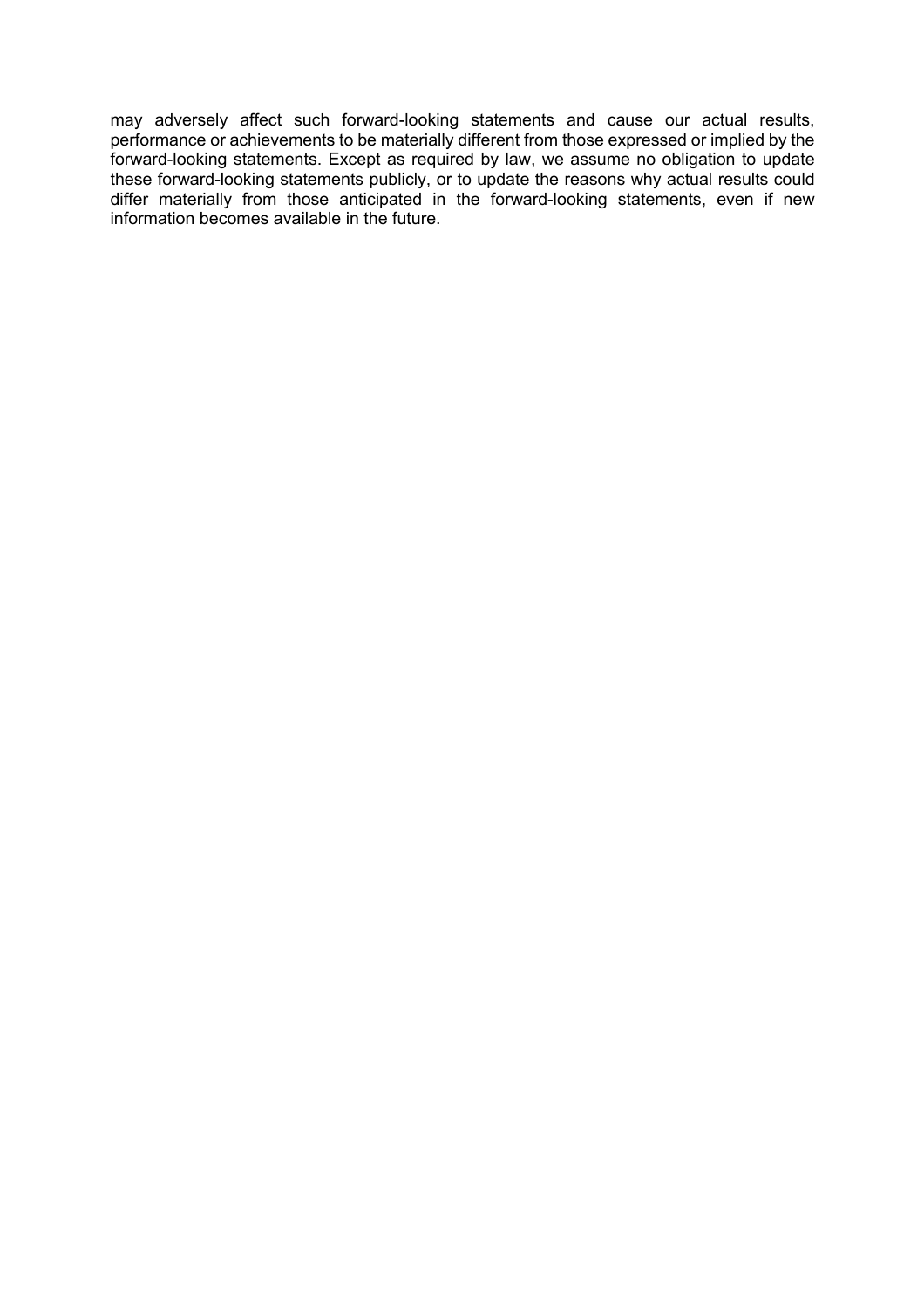may adversely affect such forward-looking statements and cause our actual results, performance or achievements to be materially different from those expressed or implied by the forward-looking statements. Except as required by law, we assume no obligation to update these forward-looking statements publicly, or to update the reasons why actual results could differ materially from those anticipated in the forward-looking statements, even if new information becomes available in the future.